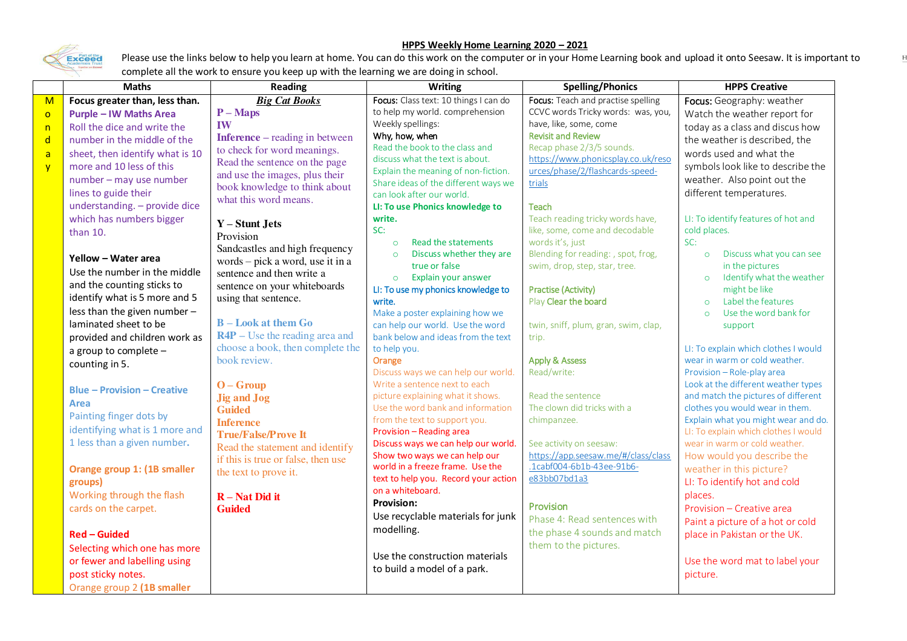## HPPS Weekly Home Learning 2020 – 2021

Please use the links below to help you learn at home. You can do this work on the computer or in your Home Learning book and upload it onto Seesaw. It is important to complete all the work to ensure you keep up with the learning we are doing in school.

| | Maths | Reading | Writing | Spelling/Phonics | HPPS Creative |
|---|---|---|---|---|---|
| Monday | **Focus greater than, less than.**<br><br>**Purple – IW Maths Area**<br>Roll the dice and write the number in the middle of the sheet, then identify what is 10 more and 10 less of this number – may use number lines to guide their understanding. – provide dice which has numbers bigger than 10.<br><br>**Yellow – Water area**<br>Use the number in the middle and the counting sticks to identify what is 5 more and 5 less than the given number – laminated sheet to be provided and children work as a group to complete – counting in 5.<br><br>**Blue – Provision – Creative Area**<br>Painting finger dots by identifying what is 1 more and 1 less than a given number.<br><br>**Orange group 1: (1B smaller groups)**<br>Working through the flash cards on the carpet.<br><br>**Red – Guided**<br>Selecting which one has more or fewer and labelling using post sticky notes.<br>Orange group 2 **(1B smaller** | ***Big Cat Books***<br><br>**P – Maps**<br>**IW**<br>**Inference** – reading in between to check for word meanings. Read the sentence on the page and use the images, plus their book knowledge to think about what this word means.<br><br>**Y – Stunt Jets**<br>Provision<br>Sandcastles and high frequency words – pick a word, use it in a sentence and then write a sentence on your whiteboards using that sentence.<br><br>**B – Look at them Go**<br>**R4P** – Use the reading area and choose a book, then complete the book review.<br><br>**O – Group**<br>**Jig and Jog**<br>**Guided**<br>**Inference**<br>**True/False/Prove It**<br>Read the statement and identify if this is true or false, then use the text to prove it.<br><br>**R – Nat Did it**<br>**Guided** | **Focus:** Class text: 10 things I can do to help my world. comprehension<br>Weekly spellings:<br>Why, how, when<br>Read the book to the class and discuss what the text is about.<br>Explain the meaning of non-fiction.<br>Share ideas of the different ways we can look after our world.<br>**LI: To use Phonics knowledge to write.**<br>SC:<br>- Read the statements<br>- Discuss whether they are true or false<br>- Explain your answer<br><br>LI: To use my phonics knowledge to write.<br>Make a poster explaining how we can help our world. Use the word bank below and ideas from the text to help you.<br>Orange<br>Discuss ways we can help our world. Write a sentence next to each picture explaining what it shows. Use the word bank and information from the text to support you.<br>Provision – Reading area<br>Discuss ways we can help our world. Show two ways we can help our world in a freeze frame. Use the text to help you. Record your action on a whiteboard.<br>**Provision:**<br>Use recyclable materials for junk modelling.<br><br>Use the construction materials to build a model of a park. | **Focus:** Teach and practise spelling CCVC words Tricky words: was, you, have, like, some, come<br>Revisit and Review<br>Recap phase 2/3/5 sounds.<br>https://www.phonicsplay.co.uk/resources/phase/2/flashcards-speed-trials<br><br>Teach<br>Teach reading tricky words have, like, some, come and decodable words it's, just<br>Blending for reading: , spot, frog, swim, drop, step, star, tree.<br><br>Practise (Activity)<br>Play Clear the board<br><br>twin, sniff, plum, gran, swim, clap, trip.<br><br>Apply & Assess<br>Read/write:<br><br>Read the sentence<br>The clown did tricks with a chimpanzee.<br><br>See activity on seesaw:<br>https://app.seesaw.me/#/class/class.1cabf004-6b1b-43ee-91b6-e83bb07bd1a3<br><br>Provision<br>Phase 4: Read sentences with the phase 4 sounds and match them to the pictures. | **Focus:** Geography: weather<br>Watch the weather report for today as a class and discus how the weather is described, the words used and what the symbols look like to describe the weather. Also point out the different temperatures.<br><br>LI: To identify features of hot and cold places.<br>SC:<br>- Discuss what you can see in the pictures<br>- Identify what the weather might be like<br>- Label the features<br>- Use the word bank for support<br><br>LI: To explain which clothes I would wear in warm or cold weather.<br>Provision – Role-play area<br>Look at the different weather types and match the pictures of different clothes you would wear in them.<br>Explain what you might wear and do.<br>LI: To explain which clothes I would wear in warm or cold weather.<br>How would you describe the weather in this picture?<br>LI: To identify hot and cold places.<br>Provision – Creative area<br>Paint a picture of a hot or cold place in Pakistan or the UK.<br><br>Use the word mat to label your picture. |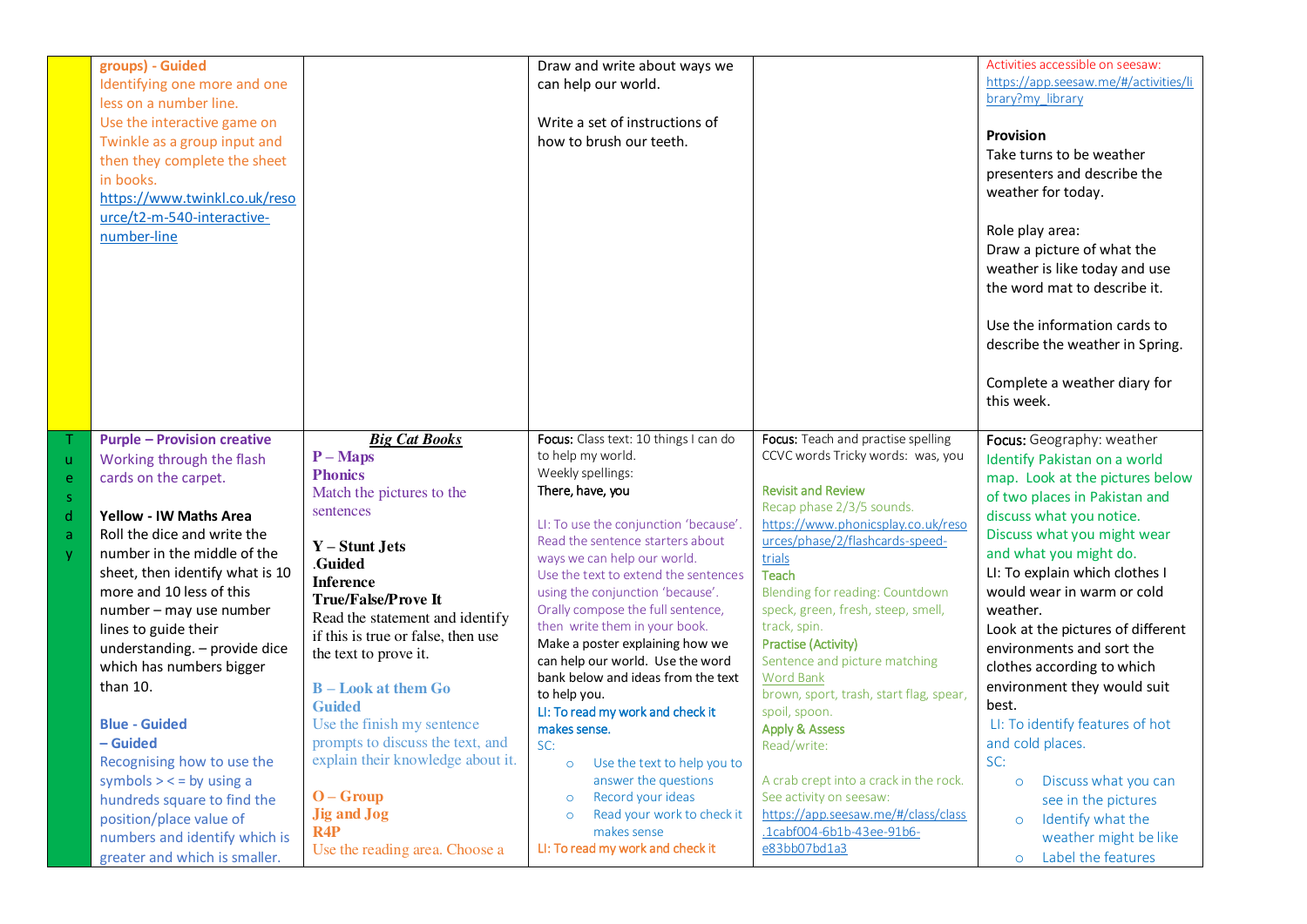| | | | | | |
|---|---|---|---|---|---|
| | groups) - Guided<br>Identifying one more and one less on a number line.<br>Use the interactive game on Twinkle as a group input and then they complete the sheet in books.<br>https://www.twinkl.co.uk/resource/t2-m-540-interactive-number-line | | Draw and write about ways we can help our world.<br><br>Write a set of instructions of how to brush our teeth. | | Activities accessible on seesaw: https://app.seesaw.me/#/activities/library?my_library<br><br>**Provision**<br>Take turns to be weather presenters and describe the weather for today.<br><br>Role play area:<br>Draw a picture of what the weather is like today and use the word mat to describe it.<br><br>Use the information cards to describe the weather in Spring.<br><br>Complete a weather diary for this week. |
| Tuesday | **Purple – Provision creative**<br>Working through the flash cards on the carpet.<br><br>**Yellow - IW Maths Area**<br>Roll the dice and write the number in the middle of the sheet, then identify what is 10 more and 10 less of this number – may use number lines to guide their understanding. – provide dice which has numbers bigger than 10.<br><br>**Blue - Guided**<br>**– Guided**<br>Recognising how to use the symbols > < = by using a hundreds square to find the position/place value of numbers and identify which is greater and which is smaller. | ***Big Cat Books***<br>**P – Maps**<br>**Phonics**<br>Match the pictures to the sentences<br><br>**Y – Stunt Jets**<br>**.Guided**<br>**Inference**<br>**True/False/Prove It**<br>Read the statement and identify if this is true or false, then use the text to prove it.<br><br>**B – Look at them Go**<br>**Guided**<br>Use the finish my sentence prompts to discuss the text, and explain their knowledge about it.<br><br>**O – Group**<br>**Jig and Jog**<br>**R4P**<br>Use the reading area. Choose a | Focus: Class text: 10 things I can do to help my world.<br>Weekly spellings:<br>There, have, you<br><br>LI: To use the conjunction 'because'.<br>Read the sentence starters about ways we can help our world.<br>Use the text to extend the sentences using the conjunction 'because'.<br>Orally compose the full sentence, then write them in your book.<br>Make a poster explaining how we can help our world. Use the word bank below and ideas from the text to help you.<br>LI: To read my work and check it makes sense.<br>SC:<br>○ Use the text to help you to answer the questions<br>○ Record your ideas<br>○ Read your work to check it makes sense<br>LI: To read my work and check it | Focus: Teach and practise spelling CCVC words Tricky words: was, you<br><br>Revisit and Review<br>Recap phase 2/3/5 sounds.<br>https://www.phonicsplay.co.uk/resources/phase/2/flashcards-speed-trials<br>Teach<br>Blending for reading: Countdown speck, green, fresh, steep, smell, track, spin.<br>Practise (Activity)<br>Sentence and picture matching<br>Word Bank<br>brown, sport, trash, start flag, spear, spoil, spoon.<br>Apply & Assess<br>Read/write:<br><br>A crab crept into a crack in the rock.<br>See activity on seesaw:<br>https://app.seesaw.me/#/class/class.1cabf004-6b1b-43ee-91b6-e83bb07bd1a3 | Focus: Geography: weather<br>Identify Pakistan on a world map. Look at the pictures below of two places in Pakistan and discuss what you notice.<br>Discuss what you might wear and what you might do.<br>LI: To explain which clothes I would wear in warm or cold weather.<br>Look at the pictures of different environments and sort the clothes according to which environment they would suit best.<br>LI: To identify features of hot and cold places.<br>SC:<br>○ Discuss what you can see in the pictures<br>○ Identify what the weather might be like<br>○ Label the features |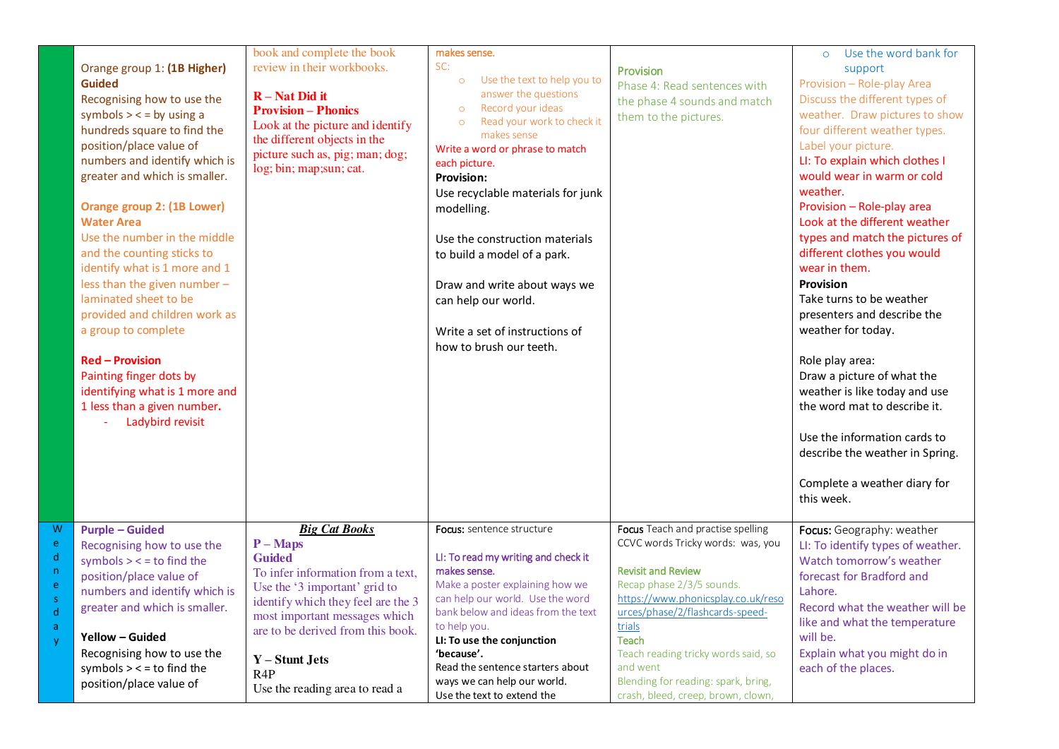| | | | | | |
|---|---|---|---|---|---|
| | Orange group 1: **(1B Higher) Guided**<br>Recognising how to use the symbols > < = by using a hundreds square to find the position/place value of numbers and identify which is greater and which is smaller.<br><br>**Orange group 2: (1B Lower) Water Area**<br>Use the number in the middle and the counting sticks to identify what is 1 more and 1 less than the given number – laminated sheet to be provided and children work as a group to complete<br><br>**Red – Provision**<br>Painting finger dots by identifying what is 1 more and 1 less than a given number**.**<br>- Ladybird revisit | book and complete the book review in their workbooks.<br><br>**R – Nat Did it**<br>**Provision – Phonics**<br>Look at the picture and identify the different objects in the picture such as, pig; man; dog; log; bin; map;sun; cat. | makes sense.<br>SC:<br>○ Use the text to help you to answer the questions<br>○ Record your ideas<br>○ Read your work to check it makes sense<br>Write a word or phrase to match each picture.<br>**Provision:**<br>Use recyclable materials for junk modelling.<br><br>Use the construction materials to build a model of a park.<br><br>Draw and write about ways we can help our world.<br><br>Write a set of instructions of how to brush our teeth. | Provision<br>Phase 4: Read sentences with the phase 4 sounds and match them to the pictures. | ○ Use the word bank for support<br>Provision – Role-play Area<br>Discuss the different types of weather. Draw pictures to show four different weather types. Label your picture.<br>LI: To explain which clothes I would wear in warm or cold weather.<br>Provision – Role-play area<br>Look at the different weather types and match the pictures of different clothes you would wear in them.<br>**Provision**<br>Take turns to be weather presenters and describe the weather for today.<br><br>Role play area:<br>Draw a picture of what the weather is like today and use the word mat to describe it.<br><br>Use the information cards to describe the weather in Spring.<br><br>Complete a weather diary for this week. |
| Wednesday | **Purple – Guided**<br>Recognising how to use the symbols > < = to find the position/place value of numbers and identify which is greater and which is smaller.<br><br>**Yellow – Guided**<br>Recognising how to use the symbols > < = to find the position/place value of | ***Big Cat Books***<br>**P – Maps**<br>**Guided**<br>To infer information from a text, Use the '3 important' grid to identify which they feel are the 3 most important messages which are to be derived from this book.<br><br>**Y – Stunt Jets**<br>R4P<br>Use the reading area to read a | Focus: sentence structure<br><br>LI: To read my writing and check it makes sense.<br>Make a poster explaining how we can help our world. Use the word bank below and ideas from the text to help you.<br>**LI: To use the conjunction 'because'.**<br>Read the sentence starters about ways we can help our world.<br>Use the text to extend the | Focus Teach and practise spelling CCVC words Tricky words: was, you<br><br>Revisit and Review<br>Recap phase 2/3/5 sounds.<br>https://www.phonicsplay.co.uk/resources/phase/2/flashcards-speed-trials<br>Teach<br>Teach reading tricky words said, so and went<br>Blending for reading: spark, bring, crash, bleed, creep, brown, clown, | Focus: Geography: weather<br>LI: To identify types of weather.<br>Watch tomorrow's weather forecast for Bradford and Lahore.<br>Record what the weather will be like and what the temperature will be.<br>Explain what you might do in each of the places. |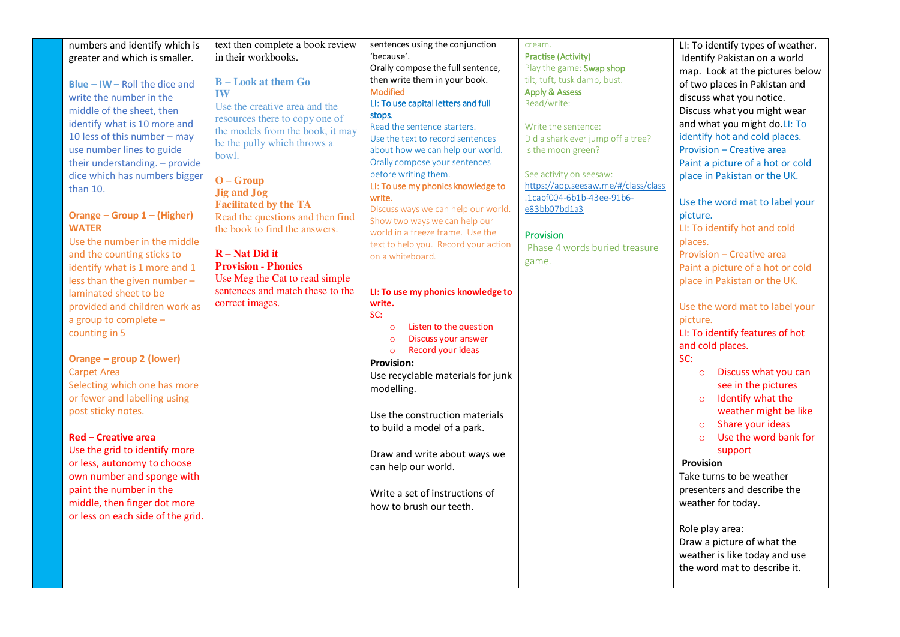| | | | | | |
|---|---|---|---|---|---|
| | numbers and identify which is greater and which is smaller.<br><br>**Blue – IW –** Roll the dice and write the number in the middle of the sheet, then identify what is 10 more and 10 less of this number – may use number lines to guide their understanding. – provide dice which has numbers bigger than 10.<br><br>**Orange – Group 1 – (Higher) WATER**<br>Use the number in the middle and the counting sticks to identify what is 1 more and 1 less than the given number – laminated sheet to be provided and children work as a group to complete – counting in 5<br><br>**Orange – group 2 (lower)**<br>Carpet Area<br>Selecting which one has more or fewer and labelling using post sticky notes.<br><br>**Red – Creative area**<br>Use the grid to identify more or less, autonomy to choose own number and sponge with paint the number in the middle, then finger dot more or less on each side of the grid. | text then complete a book review in their workbooks.<br><br>**B – Look at them Go IW**<br>Use the creative area and the resources there to copy one of the models from the book, it may be the pully which throws a bowl.<br><br>**O – Group Jig and Jog Facilitated by the TA**<br>Read the questions and then find the book to find the answers.<br><br>**R – Nat Did it Provision - Phonics**<br>Use Meg the Cat to read simple sentences and match these to the correct images. | sentences using the conjunction 'because'.<br>Orally compose the full sentence, then write them in your book.<br>Modified<br>LI: To use capital letters and full stops.<br>Read the sentence starters.<br>Use the text to record sentences about how we can help our world.<br>Orally compose your sentences before writing them.<br>LI: To use my phonics knowledge to write.<br>Discuss ways we can help our world. Show two ways we can help our world in a freeze frame. Use the text to help you. Record your action on a whiteboard.<br><br>**LI: To use my phonics knowledge to write.**<br>SC:<br>○ Listen to the question<br>○ Discuss your answer<br>○ Record your ideas<br>**Provision:**<br>Use recyclable materials for junk modelling.<br><br>Use the construction materials to build a model of a park.<br><br>Draw and write about ways we can help our world.<br><br>Write a set of instructions of how to brush our teeth. | cream.<br>Practise (Activity)<br>Play the game: Swap shop<br>tilt, tuft, tusk damp, bust.<br>Apply & Assess<br>Read/write:<br><br>Write the sentence:<br>Did a shark ever jump off a tree?<br>Is the moon green?<br><br>See activity on seesaw:<br>https://app.seesaw.me/#/class/class.1cabf004-6b1b-43ee-91b6-e83bb07bd1a3<br><br>Provision<br>Phase 4 words buried treasure game. | LI: To identify types of weather.<br>Identify Pakistan on a world map. Look at the pictures below of two places in Pakistan and discuss what you notice.<br>Discuss what you might wear and what you might do. LI: To identify hot and cold places.<br>Provision – Creative area<br>Paint a picture of a hot or cold place in Pakistan or the UK.<br><br>Use the word mat to label your picture.<br>LI: To identify hot and cold places.<br>Provision – Creative area<br>Paint a picture of a hot or cold place in Pakistan or the UK.<br><br>Use the word mat to label your picture.<br>LI: To identify features of hot and cold places.<br>SC:<br>○ Discuss what you can see in the pictures<br>○ Identify what the weather might be like<br>○ Share your ideas<br>○ Use the word bank for support<br>**Provision**<br>Take turns to be weather presenters and describe the weather for today.<br><br>Role play area:<br>Draw a picture of what the weather is like today and use the word mat to describe it. |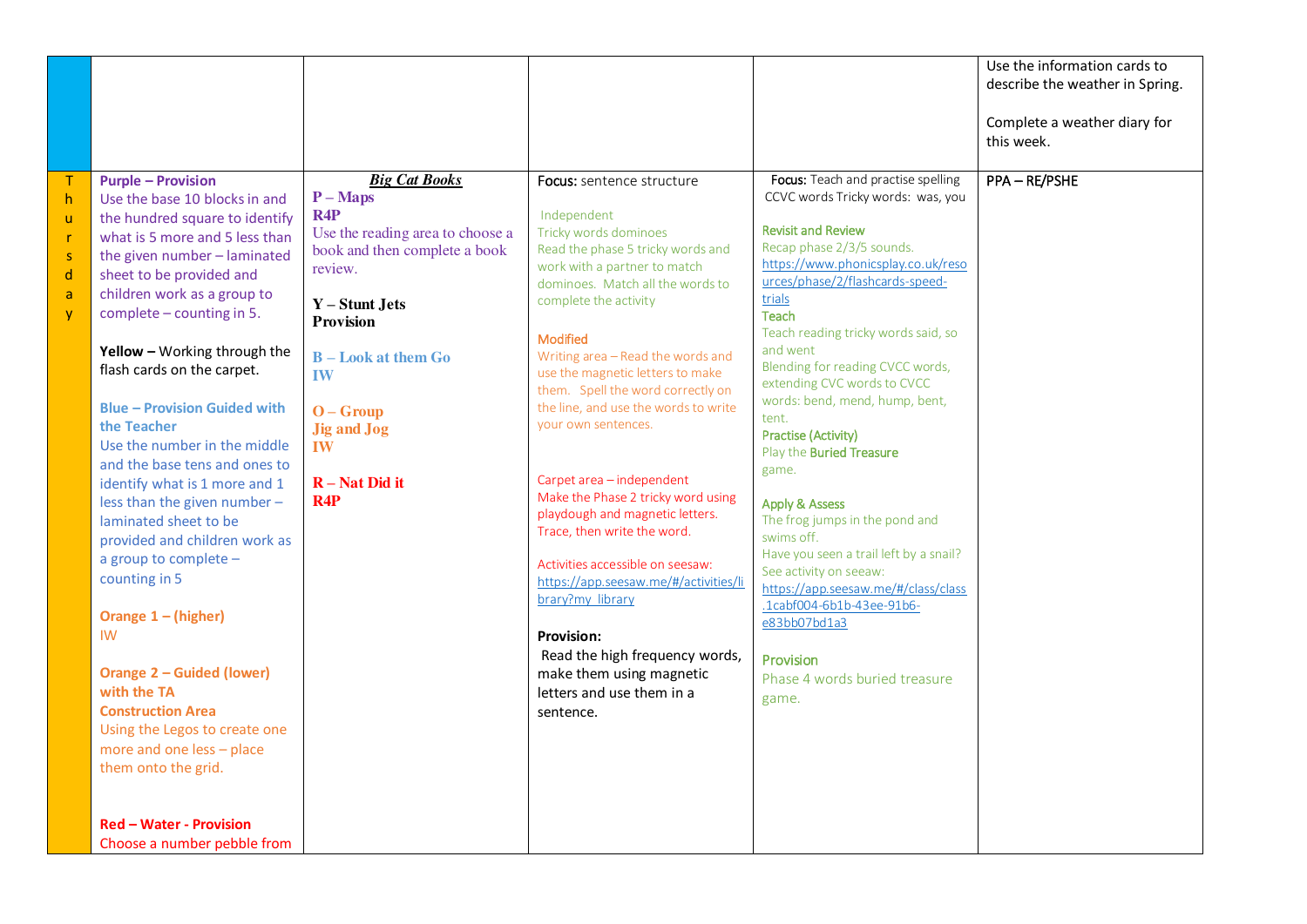| | | | | | |
|---|---|---|---|---|---|
| | | | | | Use the information cards to describe the weather in Spring.<br><br>Complete a weather diary for this week. |
| Thursday | **Purple – Provision**<br>Use the base 10 blocks in and the hundred square to identify what is 5 more and 5 less than the given number – laminated sheet to be provided and children work as a group to complete – counting in 5.<br><br>**Yellow –** Working through the flash cards on the carpet.<br><br>**Blue – Provision Guided with the Teacher**<br>Use the number in the middle and the base tens and ones to identify what is 1 more and 1 less than the given number – laminated sheet to be provided and children work as a group to complete – counting in 5<br><br>**Orange 1 – (higher)**<br>IW<br><br>**Orange 2 – Guided (lower) with the TA**<br>**Construction Area**<br>Using the Legos to create one more and one less – place them onto the grid.<br><br>**Red – Water - Provision**<br>Choose a number pebble from | ***Big Cat Books***<br>**P – Maps**<br>**R4P**<br>Use the reading area to choose a book and then complete a book review.<br><br>**Y – Stunt Jets**<br>**Provision**<br><br>**B – Look at them Go**<br>**IW**<br><br>**O – Group**<br>**Jig and Jog**<br>**IW**<br><br>**R – Nat Did it**<br>**R4P** | **Focus:** sentence structure<br><br>Independent<br>Tricky words dominoes<br>Read the phase 5 tricky words and work with a partner to match dominoes. Match all the words to complete the activity<br><br>Modified<br>Writing area – Read the words and use the magnetic letters to make them. Spell the word correctly on the line, and use the words to write your own sentences.<br><br>Carpet area – independent<br>Make the Phase 2 tricky word using playdough and magnetic letters. Trace, then write the word.<br><br>Activities accessible on seesaw:<br>https://app.seesaw.me/#/activities/library?my_library<br><br>**Provision:**<br>Read the high frequency words, make them using magnetic letters and use them in a sentence. | **Focus:** Teach and practise spelling CCVC words Tricky words: was, you<br><br>Revisit and Review<br>Recap phase 2/3/5 sounds.<br>https://www.phonicsplay.co.uk/resources/phase/2/flashcards-speed-trials<br>Teach<br>Teach reading tricky words said, so and went<br>Blending for reading CVCC words, extending CVC words to CVCC words: bend, mend, hump, bent, tent.<br>Practise (Activity)<br>Play the Buried Treasure game.<br><br>Apply & Assess<br>The frog jumps in the pond and swims off.<br>Have you seen a trail left by a snail?<br>See activity on seeaw:<br>https://app.seesaw.me/#/class/class.1cabf004-6b1b-43ee-91b6-e83bb07bd1a3<br><br>Provision<br>Phase 4 words buried treasure game. | PPA – RE/PSHE |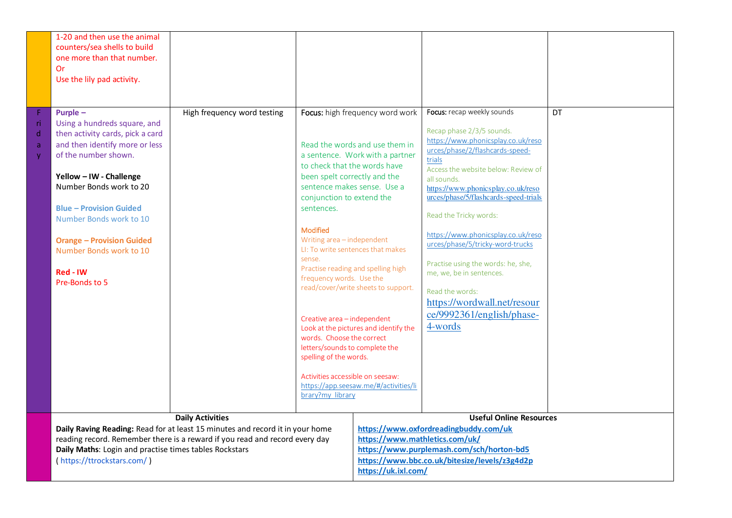| | | | | | |
|---|---|---|---|---|---|
| | 1-20 and then use the animal counters/sea shells to build one more than that number.<br>Or<br>Use the lily pad activity. | | | | |
| Friday | **Purple –**<br>Using a hundreds square, and then activity cards, pick a card and then identify more or less of the number shown.<br><br>**Yellow – IW - Challenge**<br>Number Bonds work to 20<br><br>**Blue – Provision Guided**<br>Number Bonds work to 10<br><br>**Orange – Provision Guided**<br>Number Bonds work to 10<br><br>**Red - IW**<br>Pre-Bonds to 5 | High frequency word testing | **Focus:** high frequency word work<br><br>Read the words and use them in a sentence. Work with a partner to check that the words have been spelt correctly and the sentence makes sense. Use a conjunction to extend the sentences.<br><br>Modified<br>Writing area – independent<br>LI: To write sentences that makes sense.<br>Practise reading and spelling high frequency words. Use the read/cover/write sheets to support.<br><br>Creative area – independent<br>Look at the pictures and identify the words. Choose the correct letters/sounds to complete the spelling of the words.<br><br>Activities accessible on seesaw: https://app.seesaw.me/#/activities/library?my_library | **Focus:** recap weekly sounds<br><br>Recap phase 2/3/5 sounds.<br>https://www.phonicsplay.co.uk/resources/phase/2/flashcards-speed-trials<br>Access the website below: Review of all sounds.<br>https://www.phonicsplay.co.uk/resources/phase/5/flashcards-speed-trials<br><br>Read the Tricky words:<br><br>https://www.phonicsplay.co.uk/resources/phase/5/tricky-word-trucks<br><br>Practise using the words: he, she, me, we, be in sentences.<br><br>Read the words:<br>https://wordwall.net/resource/9992361/english/phase-4-words | DT |

| | | |
|---|---|---|
| | **Daily Activities**<br>**Daily Raving Reading:** Read for at least 15 minutes and record it in your home reading record. Remember there is a reward if you read and record every day<br>**Daily Maths**: Login and practise times tables Rockstars<br>( https://ttrockstars.com/ ) | **Useful Online Resources**<br>**https://www.oxfordreadingbuddy.com/uk**<br>**https://www.mathletics.com/uk/**<br>**https://www.purplemash.com/sch/horton-bd5**<br>**https://www.bbc.co.uk/bitesize/levels/z3g4d2p**<br>**https://uk.ixl.com/** |